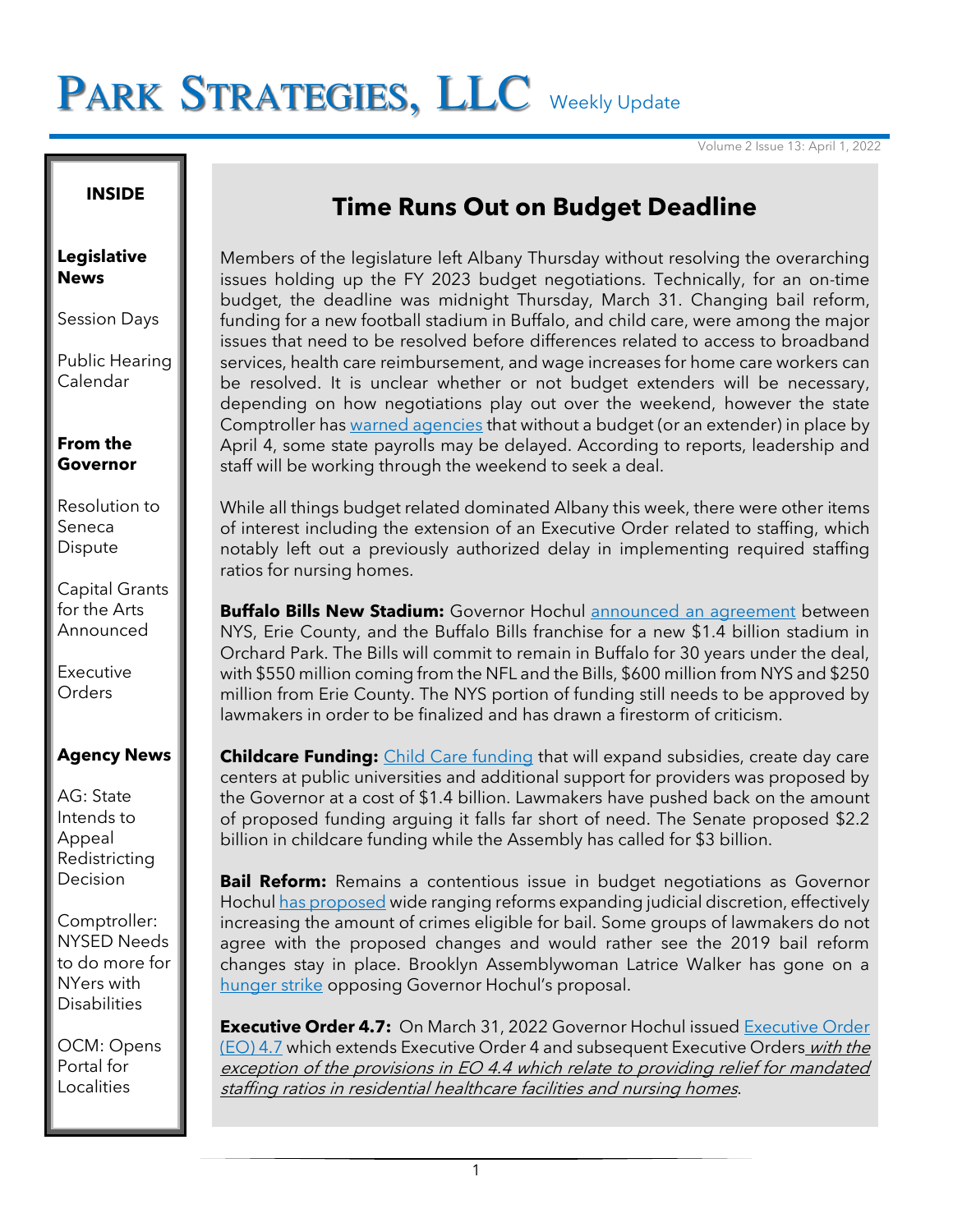# PARK STRATEGIES, LLC Weekly Update

Volume 2 Issue 13: April 1, 2022

**INSIDE**

**Legislative News**

Session Days

Public Hearing Calendar

**From the Governor**

Resolution to Seneca Dispute

Capital Grants for the Arts Announced

Executive Orders

**Agency News**

AG: State Intends to Appeal Redistricting Decision

Comptroller: NYSED Needs to do more for NYers with Disabilities

OCM: Opens Portal for Localities

## Time Runs Out on Budget Deadline

Members of the legislature left Albany Thursday without resolving the overarching issues holding up the FY 2023 budget negotiations. Technically, for an on-time budget, the deadline was midnight Thursday, March 31. Changing bail reform, funding for a new football stadium in Buffalo, and child care, were among the major issues that need to be resolved before differences related to access to broadband services, health care reimbursement, and wage increases for home care workers can be resolved. It is unclear whether or not budget extenders will be necessary, depending on how negotiations play out over the weekend, however the state Comptroller has warned agencies that without a budget (or an extender) in place by April 4, some state payrolls may be delayed. According to reports, leadership and staff will be working through the weekend to seek a deal.

While all things budget related dominated Albany this week, there were other items of interest including the extension of an Executive Order related to staffing, which notably left out a previously authorized delay in implementing required staffing ratios for nursing homes.

**Buffalo Bills New Stadium:** Governor Hochul announced an agreement between NYS, Erie County, and the Buffalo Bills franchise for a new $1.4 billion stadium in Orchard Park. The Bills will commit to remain in Buffalo for 30 years under the deal, with $550 million coming from the NFL and the Bills, $600 million from NYS and $250 million from Erie County. The NYS portion of funding still needs to be approved by lawmakers in order to be finalized and has drawn a firestorm of criticism.

**Childcare Funding:** Child Care funding that will expand subsidies, create day care centers at public universities and additional support for providers was proposed by the Governor at a cost of $1.4 billion. Lawmakers have pushed back on the amount of proposed funding arguing it falls far short of need. The Senate proposed $2.2 billion in childcare funding while the Assembly has called for $3 billion.

**Bail Reform:** Remains a contentious issue in budget negotiations as Governor Hochul has proposed wide ranging reforms expanding judicial discretion, effectively increasing the amount of crimes eligible for bail. Some groups of lawmakers do not agree with the proposed changes and would rather see the 2019 bail reform changes stay in place. Brooklyn Assemblywoman Latrice Walker has gone on a hunger strike opposing Governor Hochul's proposal.

**Executive Order 4.7:** On March 31, 2022 Governor Hochul issued Executive Order (EO) 4.7 which extends Executive Order 4 and subsequent Executive Orders *with the exception of the provisions in EO 4.4 which relate to providing relief for mandated staffing ratios in residential healthcare facilities and nursing homes*.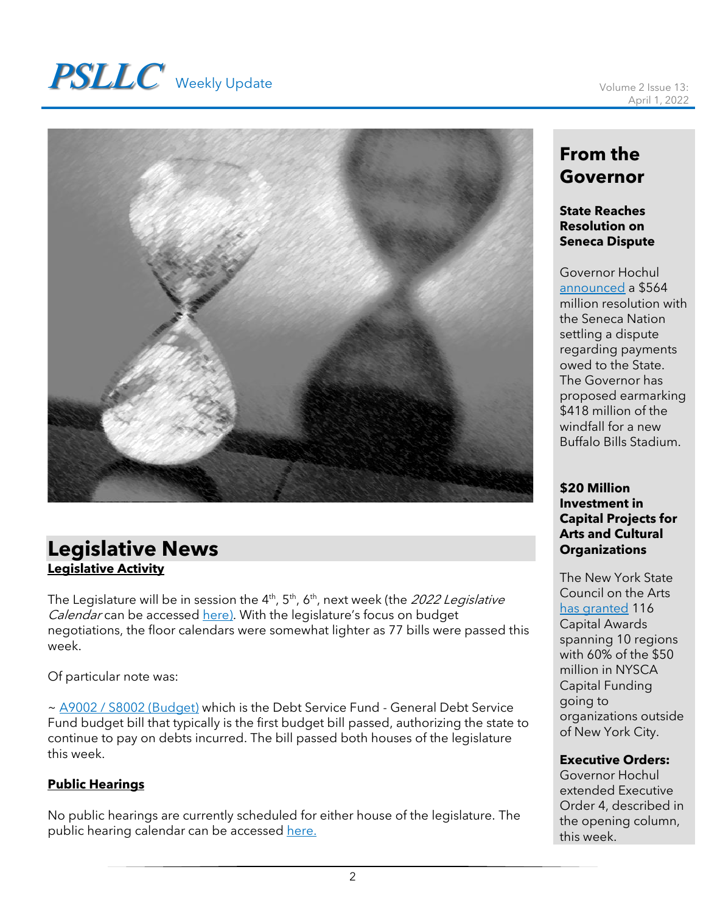## Legislative News

**Legislative Activity**

The Legislature will be in session the 4th, 5th, 6th, next week (the *2022 Legislative Calendar* can be accessed here). With the legislature's focus on budget negotiations, the floor calendars were somewhat lighter as 77 bills were passed this week.

Of particular note was:

~ A9002 / S8002 (Budget) which is the Debt Service Fund - General Debt Service Fund budget bill that typically is the first budget bill passed, authorizing the state to continue to pay on debts incurred. The bill passed both houses of the legislature this week.

**Public Hearings**

No public hearings are currently scheduled for either house of the legislature. The public hearing calendar can be accessed here.

## From the Governor

**State Reaches Resolution on Seneca Dispute**

Governor Hochul announced a $564 million resolution with the Seneca Nation settling a dispute regarding payments owed to the State. The Governor has proposed earmarking $418 million of the windfall for a new Buffalo Bills Stadium.

**$20 Million Investment in Capital Projects for Arts and Cultural Organizations**

The New York State Council on the Arts has granted 116 Capital Awards spanning 10 regions with 60% of the $50 million in NYSCA Capital Funding going to organizations outside of New York City.

**Executive Orders:** Governor Hochul extended Executive Order 4, described in the opening column, this week.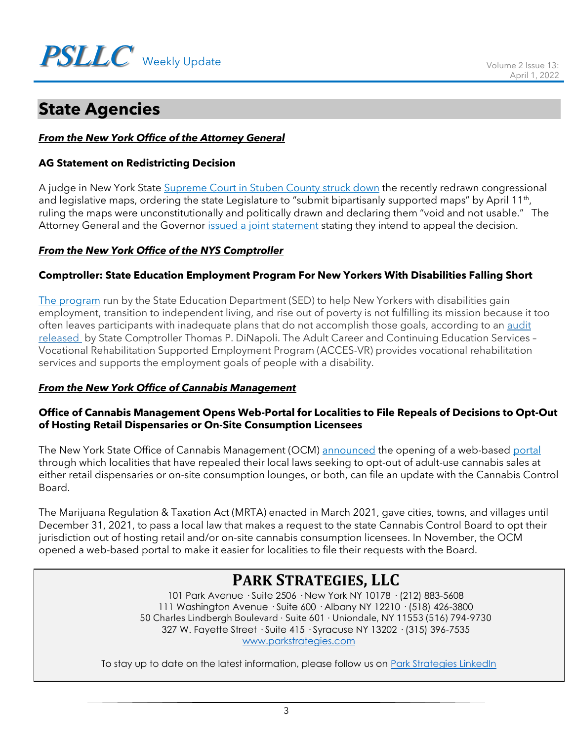# State Agencies

***From the New York Office of the Attorney General***

**AG Statement on Redistricting Decision**

A judge in New York State Supreme Court in Stuben County struck down the recently redrawn congressional and legislative maps, ordering the state Legislature to "submit bipartisanly supported maps" by April 11th, ruling the maps were unconstitutionally and politically drawn and declaring them "void and not usable." The Attorney General and the Governor issued a joint statement stating they intend to appeal the decision.

***From the New York Office of the NYS Comptroller***

**Comptroller: State Education Employment Program For New Yorkers With Disabilities Falling Short**

The program run by the State Education Department (SED) to help New Yorkers with disabilities gain employment, transition to independent living, and rise out of poverty is not fulfilling its mission because it too often leaves participants with inadequate plans that do not accomplish those goals, according to an audit released by State Comptroller Thomas P. DiNapoli. The Adult Career and Continuing Education Services – Vocational Rehabilitation Supported Employment Program (ACCES-VR) provides vocational rehabilitation services and supports the employment goals of people with a disability.

***From the New York Office of Cannabis Management***

**Office of Cannabis Management Opens Web-Portal for Localities to File Repeals of Decisions to Opt-Out of Hosting Retail Dispensaries or On-Site Consumption Licensees**

The New York State Office of Cannabis Management (OCM) announced the opening of a web-based portal through which localities that have repealed their local laws seeking to opt-out of adult-use cannabis sales at either retail dispensaries or on-site consumption lounges, or both, can file an update with the Cannabis Control Board.

The Marijuana Regulation & Taxation Act (MRTA) enacted in March 2021, gave cities, towns, and villages until December 31, 2021, to pass a local law that makes a request to the state Cannabis Control Board to opt their jurisdiction out of hosting retail and/or on-site cannabis consumption licensees. In November, the OCM opened a web-based portal to make it easier for localities to file their requests with the Board.

**PARK STRATEGIES, LLC**

101 Park Avenue · Suite 2506 · New York NY 10178 · (212) 883-5608
111 Washington Avenue · Suite 600 · Albany NY 12210 · (518) 426-3800
50 Charles Lindbergh Boulevard · Suite 601 · Uniondale, NY 11553 (516) 794-9730
327 W. Fayette Street · Suite 415 · Syracuse NY 13202 · (315) 396-7535
www.parkstrategies.com

To stay up to date on the latest information, please follow us on Park Strategies LinkedIn